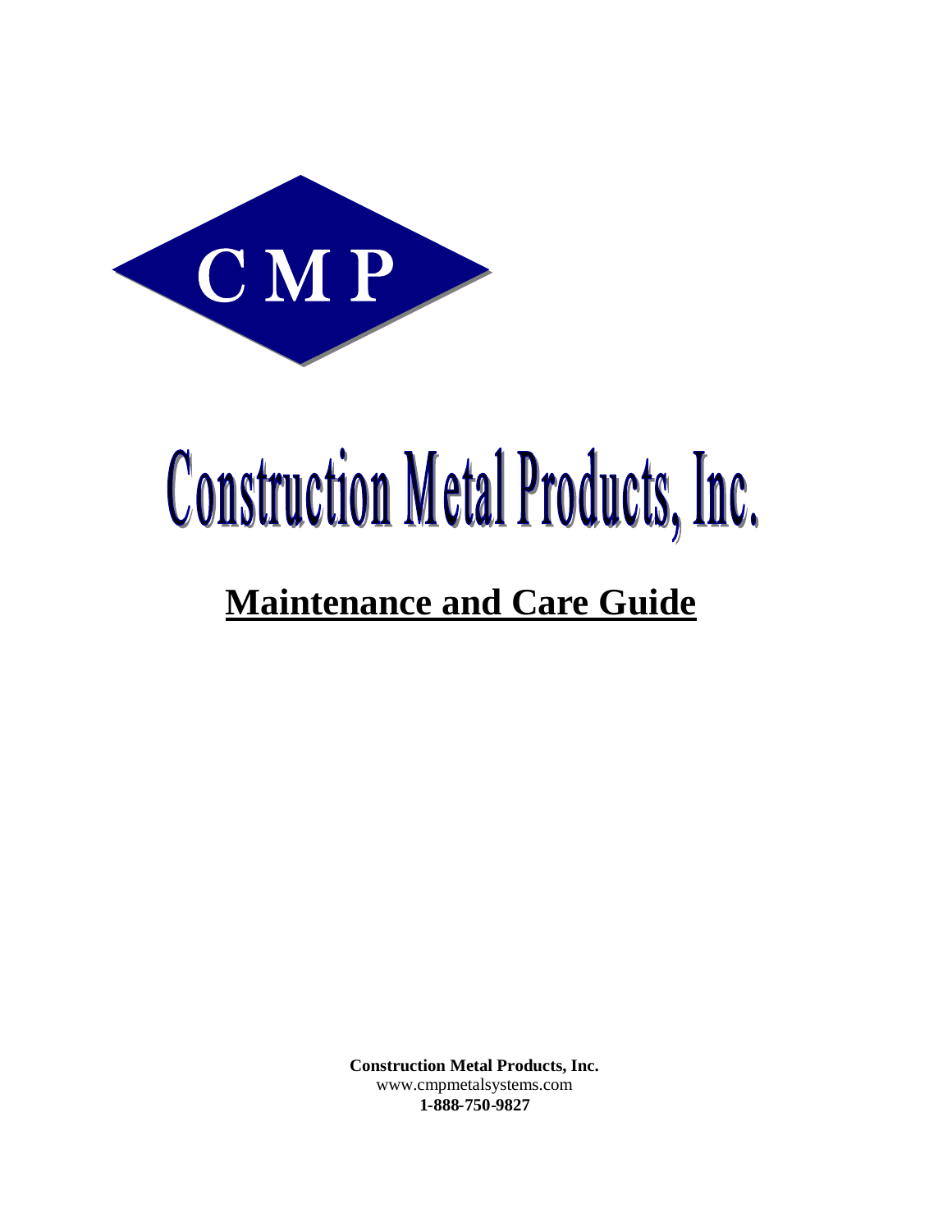CMP

# Construction Metal Products, Inc.

## Maintenance and Care Guide

**Construction Metal Products, Inc.**
www.cmpmetalsystems.com
**1-888-750-9827**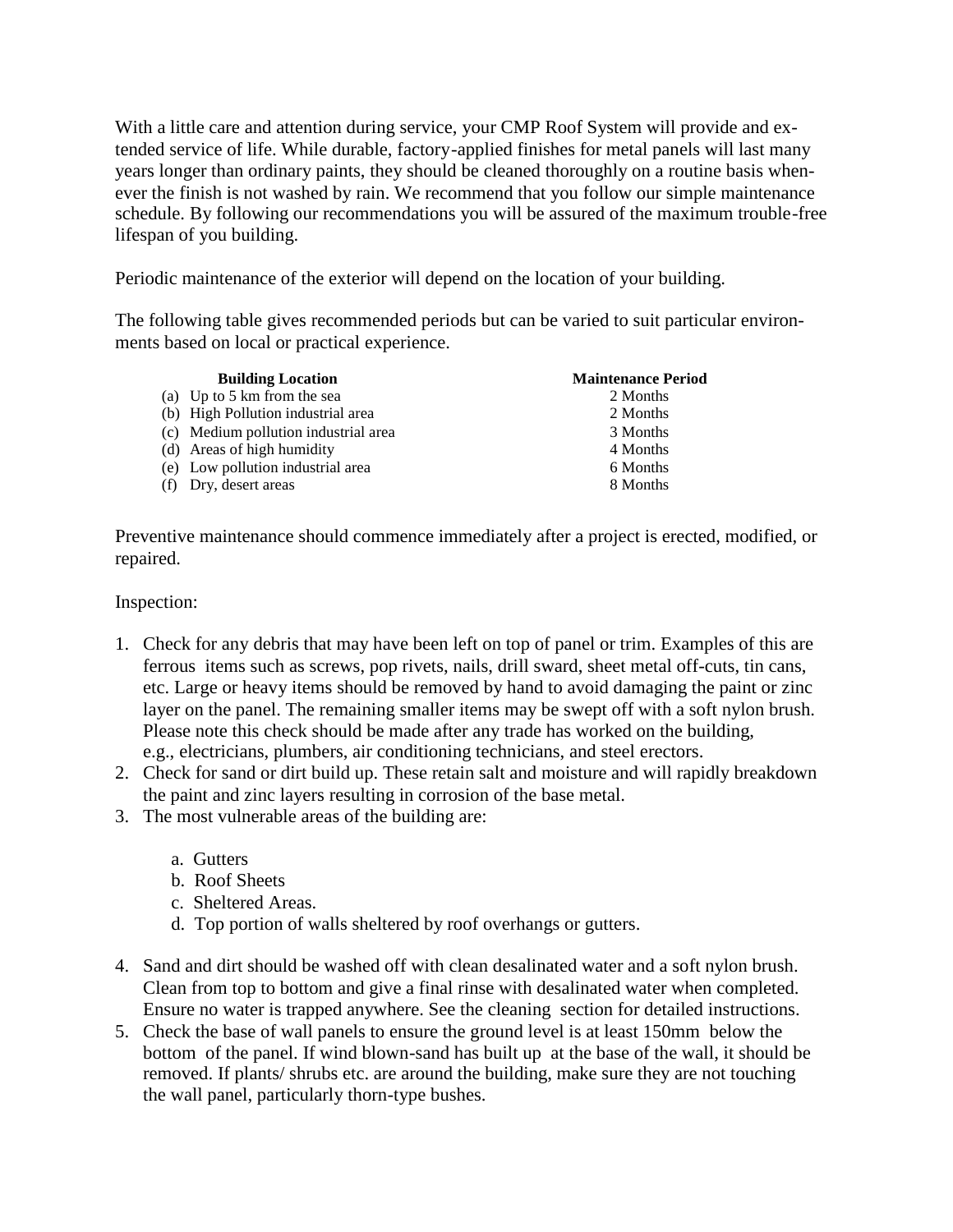With a little care and attention during service, your CMP Roof System will provide and extended service of life. While durable, factory-applied finishes for metal panels will last many years longer than ordinary paints, they should be cleaned thoroughly on a routine basis whenever the finish is not washed by rain. We recommend that you follow our simple maintenance schedule. By following our recommendations you will be assured of the maximum trouble-free lifespan of you building.

Periodic maintenance of the exterior will depend on the location of your building.

The following table gives recommended periods but can be varied to suit particular environments based on local or practical experience.

| Building Location | Maintenance Period |
|---|---|
| (a) Up to 5 km from the sea | 2 Months |
| (b) High Pollution industrial area | 2 Months |
| (c) Medium pollution industrial area | 3 Months |
| (d) Areas of high humidity | 4 Months |
| (e) Low pollution industrial area | 6 Months |
| (f) Dry, desert areas | 8 Months |

Preventive maintenance should commence immediately after a project is erected, modified, or repaired.

Inspection:

1. Check for any debris that may have been left on top of panel or trim. Examples of this are ferrous items such as screws, pop rivets, nails, drill sward, sheet metal off-cuts, tin cans, etc. Large or heavy items should be removed by hand to avoid damaging the paint or zinc layer on the panel. The remaining smaller items may be swept off with a soft nylon brush. Please note this check should be made after any trade has worked on the building, e.g., electricians, plumbers, air conditioning technicians, and steel erectors.
2. Check for sand or dirt build up. These retain salt and moisture and will rapidly breakdown the paint and zinc layers resulting in corrosion of the base metal.
3. The most vulnerable areas of the building are:
   a. Gutters
   b. Roof Sheets
   c. Sheltered Areas.
   d. Top portion of walls sheltered by roof overhangs or gutters.
4. Sand and dirt should be washed off with clean desalinated water and a soft nylon brush. Clean from top to bottom and give a final rinse with desalinated water when completed. Ensure no water is trapped anywhere. See the cleaning section for detailed instructions.
5. Check the base of wall panels to ensure the ground level is at least 150mm below the bottom of the panel. If wind blown-sand has built up at the base of the wall, it should be removed. If plants/ shrubs etc. are around the building, make sure they are not touching the wall panel, particularly thorn-type bushes.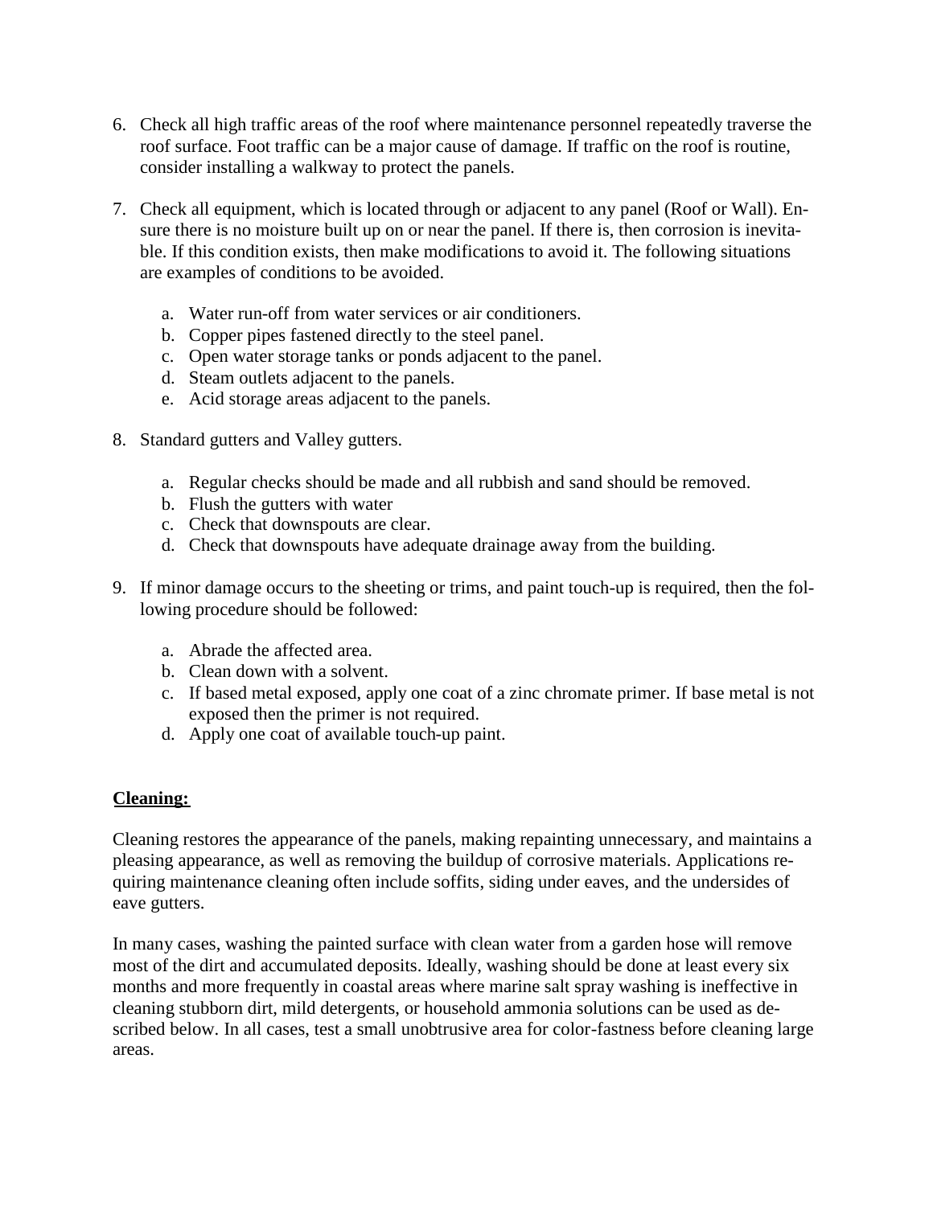6. Check all high traffic areas of the roof where maintenance personnel repeatedly traverse the roof surface. Foot traffic can be a major cause of damage. If traffic on the roof is routine, consider installing a walkway to protect the panels.

7. Check all equipment, which is located through or adjacent to any panel (Roof or Wall). Ensure there is no moisture built up on or near the panel. If there is, then corrosion is inevitable. If this condition exists, then make modifications to avoid it. The following situations are examples of conditions to be avoided.

    a. Water run-off from water services or air conditioners.
    b. Copper pipes fastened directly to the steel panel.
    c. Open water storage tanks or ponds adjacent to the panel.
    d. Steam outlets adjacent to the panels.
    e. Acid storage areas adjacent to the panels.

8. Standard gutters and Valley gutters.

    a. Regular checks should be made and all rubbish and sand should be removed.
    b. Flush the gutters with water
    c. Check that downspouts are clear.
    d. Check that downspouts have adequate drainage away from the building.

9. If minor damage occurs to the sheeting or trims, and paint touch-up is required, then the following procedure should be followed:

    a. Abrade the affected area.
    b. Clean down with a solvent.
    c. If based metal exposed, apply one coat of a zinc chromate primer. If base metal is not exposed then the primer is not required.
    d. Apply one coat of available touch-up paint.

**Cleaning:**

Cleaning restores the appearance of the panels, making repainting unnecessary, and maintains a pleasing appearance, as well as removing the buildup of corrosive materials. Applications requiring maintenance cleaning often include soffits, siding under eaves, and the undersides of eave gutters.

In many cases, washing the painted surface with clean water from a garden hose will remove most of the dirt and accumulated deposits. Ideally, washing should be done at least every six months and more frequently in coastal areas where marine salt spray washing is ineffective in cleaning stubborn dirt, mild detergents, or household ammonia solutions can be used as described below. In all cases, test a small unobtrusive area for color-fastness before cleaning large areas.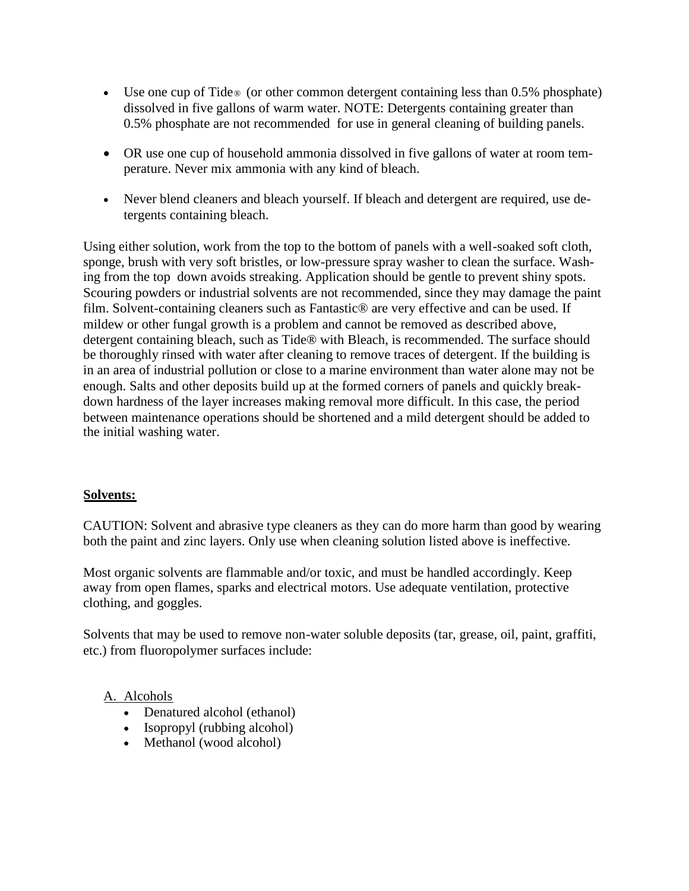- Use one cup of Tide® (or other common detergent containing less than 0.5% phosphate) dissolved in five gallons of warm water. NOTE: Detergents containing greater than 0.5% phosphate are not recommended for use in general cleaning of building panels.

- OR use one cup of household ammonia dissolved in five gallons of water at room temperature. Never mix ammonia with any kind of bleach.

- Never blend cleaners and bleach yourself. If bleach and detergent are required, use detergents containing bleach.

Using either solution, work from the top to the bottom of panels with a well-soaked soft cloth, sponge, brush with very soft bristles, or low-pressure spray washer to clean the surface. Washing from the top down avoids streaking. Application should be gentle to prevent shiny spots. Scouring powders or industrial solvents are not recommended, since they may damage the paint film. Solvent-containing cleaners such as Fantastic® are very effective and can be used. If mildew or other fungal growth is a problem and cannot be removed as described above, detergent containing bleach, such as Tide® with Bleach, is recommended. The surface should be thoroughly rinsed with water after cleaning to remove traces of detergent. If the building is in an area of industrial pollution or close to a marine environment than water alone may not be enough. Salts and other deposits build up at the formed corners of panels and quickly breakdown hardness of the layer increases making removal more difficult. In this case, the period between maintenance operations should be shortened and a mild detergent should be added to the initial washing water.

**Solvents:**

CAUTION: Solvent and abrasive type cleaners as they can do more harm than good by wearing both the paint and zinc layers. Only use when cleaning solution listed above is ineffective.

Most organic solvents are flammable and/or toxic, and must be handled accordingly. Keep away from open flames, sparks and electrical motors. Use adequate ventilation, protective clothing, and goggles.

Solvents that may be used to remove non-water soluble deposits (tar, grease, oil, paint, graffiti, etc.) from fluoropolymer surfaces include:

A. Alcohols
- Denatured alcohol (ethanol)
- Isopropyl (rubbing alcohol)
- Methanol (wood alcohol)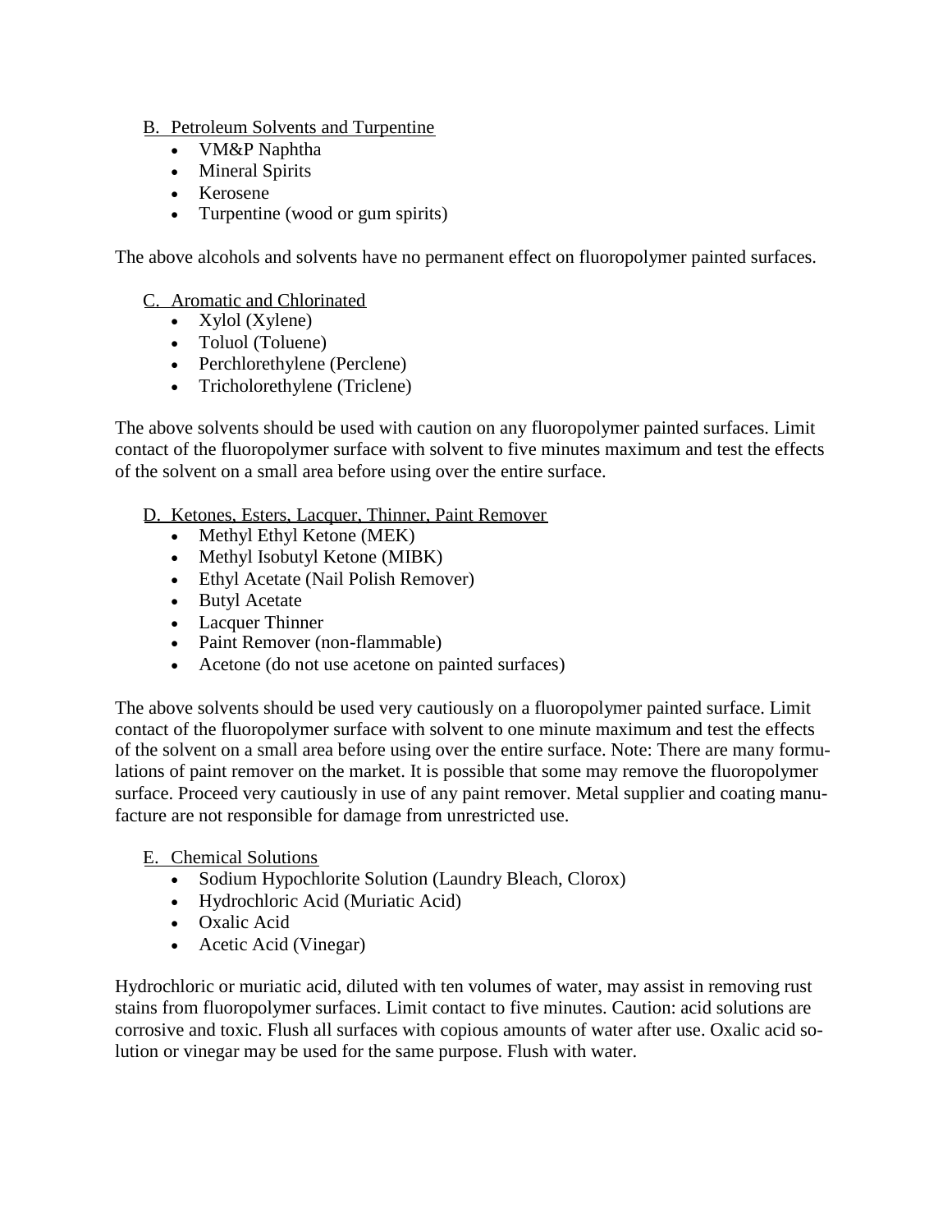B. Petroleum Solvents and Turpentine

- VM&P Naphtha
- Mineral Spirits
- Kerosene
- Turpentine (wood or gum spirits)

The above alcohols and solvents have no permanent effect on fluoropolymer painted surfaces.

C. Aromatic and Chlorinated

- Xylol (Xylene)
- Toluol (Toluene)
- Perchlorethylene (Perclene)
- Tricholorethylene (Triclene)

The above solvents should be used with caution on any fluoropolymer painted surfaces. Limit contact of the fluoropolymer surface with solvent to five minutes maximum and test the effects of the solvent on a small area before using over the entire surface.

D. Ketones, Esters, Lacquer, Thinner, Paint Remover

- Methyl Ethyl Ketone (MEK)
- Methyl Isobutyl Ketone (MIBK)
- Ethyl Acetate (Nail Polish Remover)
- Butyl Acetate
- Lacquer Thinner
- Paint Remover (non-flammable)
- Acetone (do not use acetone on painted surfaces)

The above solvents should be used very cautiously on a fluoropolymer painted surface. Limit contact of the fluoropolymer surface with solvent to one minute maximum and test the effects of the solvent on a small area before using over the entire surface. Note: There are many formulations of paint remover on the market. It is possible that some may remove the fluoropolymer surface. Proceed very cautiously in use of any paint remover. Metal supplier and coating manufacture are not responsible for damage from unrestricted use.

E. Chemical Solutions

- Sodium Hypochlorite Solution (Laundry Bleach, Clorox)
- Hydrochloric Acid (Muriatic Acid)
- Oxalic Acid
- Acetic Acid (Vinegar)

Hydrochloric or muriatic acid, diluted with ten volumes of water, may assist in removing rust stains from fluoropolymer surfaces. Limit contact to five minutes. Caution: acid solutions are corrosive and toxic. Flush all surfaces with copious amounts of water after use. Oxalic acid solution or vinegar may be used for the same purpose. Flush with water.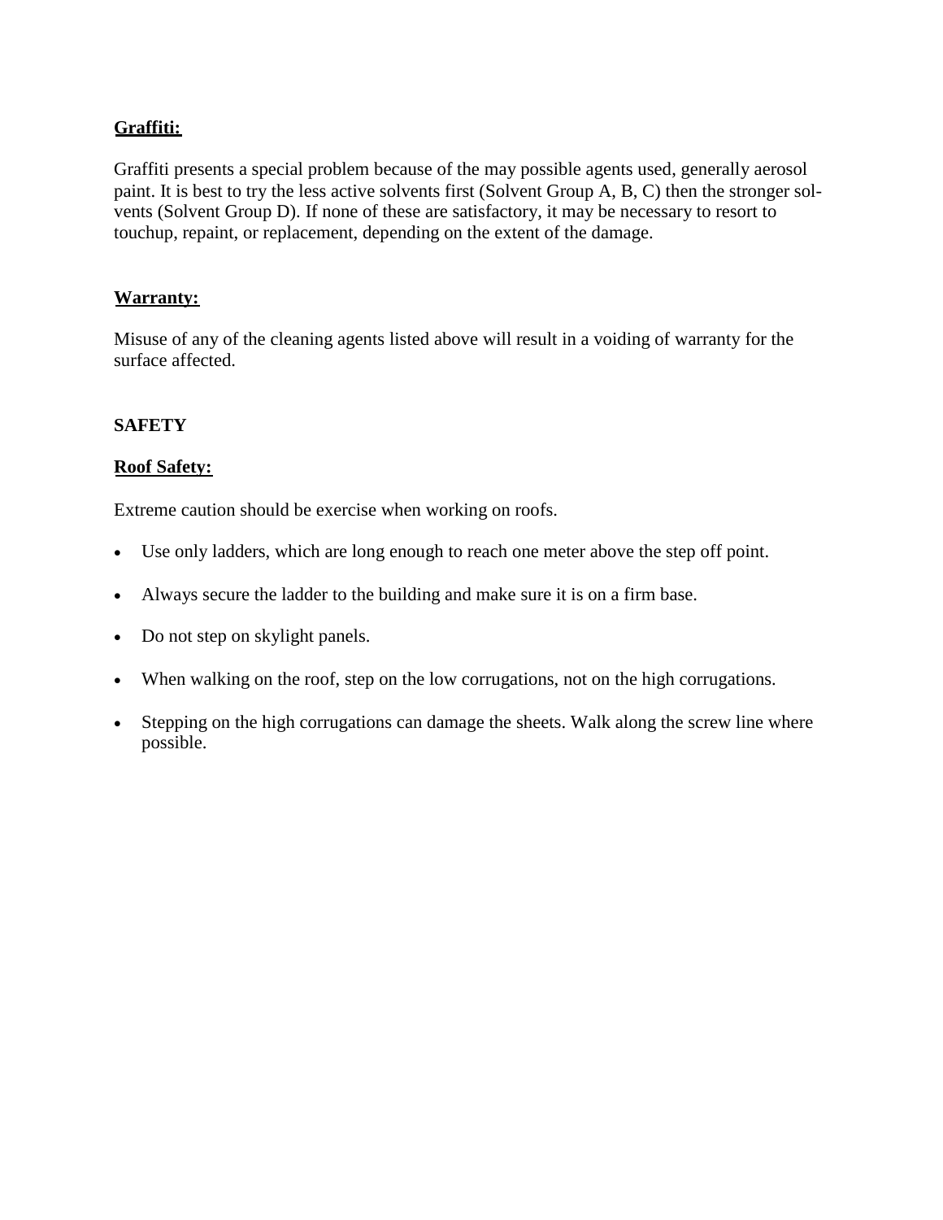**Graffiti:**

Graffiti presents a special problem because of the may possible agents used, generally aerosol paint. It is best to try the less active solvents first (Solvent Group A, B, C) then the stronger solvents (Solvent Group D). If none of these are satisfactory, it may be necessary to resort to touchup, repaint, or replacement, depending on the extent of the damage.

**Warranty:**

Misuse of any of the cleaning agents listed above will result in a voiding of warranty for the surface affected.

**SAFETY**

**Roof Safety:**

Extreme caution should be exercise when working on roofs.

- Use only ladders, which are long enough to reach one meter above the step off point.
- Always secure the ladder to the building and make sure it is on a firm base.
- Do not step on skylight panels.
- When walking on the roof, step on the low corrugations, not on the high corrugations.
- Stepping on the high corrugations can damage the sheets. Walk along the screw line where possible.